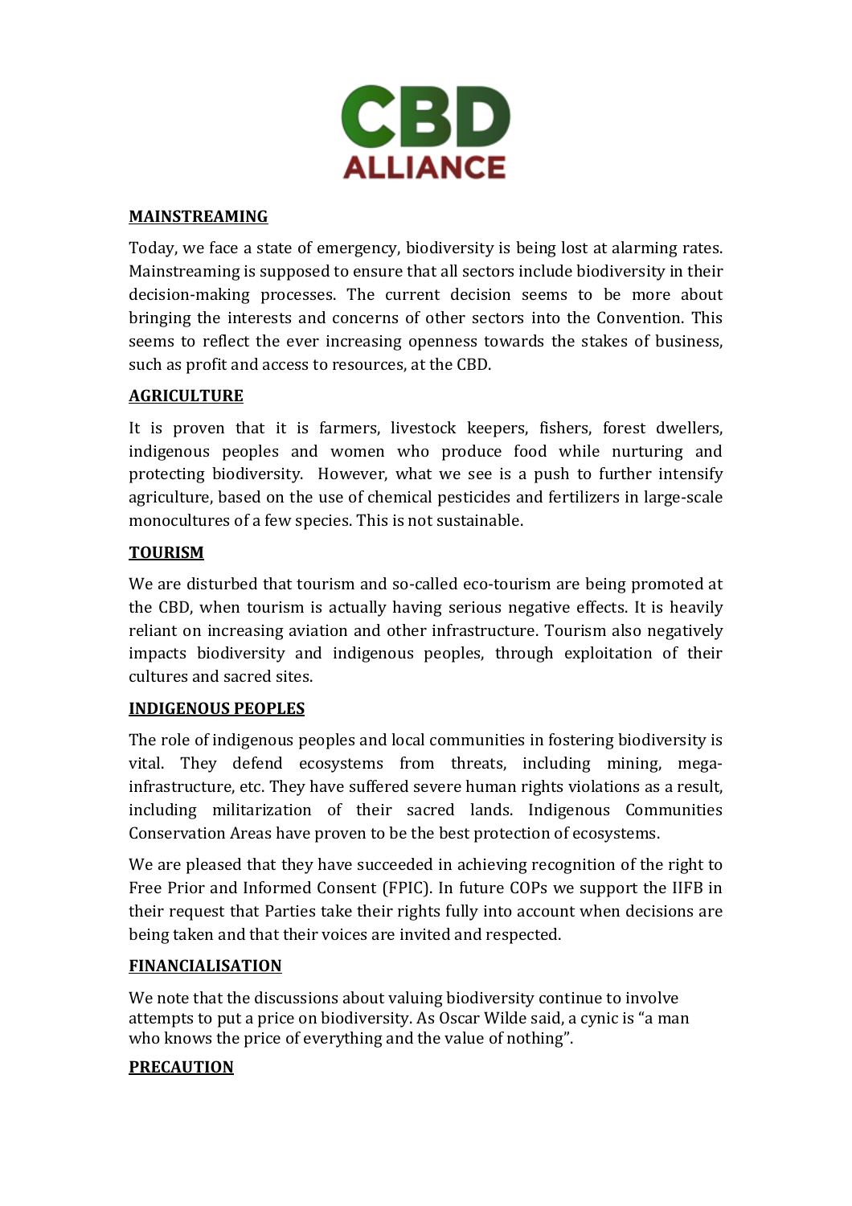CBD
ALLIANCE

**MAINSTREAMING**

Today, we face a state of emergency, biodiversity is being lost at alarming rates. Mainstreaming is supposed to ensure that all sectors include biodiversity in their decision-making processes. The current decision seems to be more about bringing the interests and concerns of other sectors into the Convention. This seems to reflect the ever increasing openness towards the stakes of business, such as profit and access to resources, at the CBD.

**AGRICULTURE**

It is proven that it is farmers, livestock keepers, fishers, forest dwellers, indigenous peoples and women who produce food while nurturing and protecting biodiversity. However, what we see is a push to further intensify agriculture, based on the use of chemical pesticides and fertilizers in large-scale monocultures of a few species. This is not sustainable.

**TOURISM**

We are disturbed that tourism and so-called eco-tourism are being promoted at the CBD, when tourism is actually having serious negative effects. It is heavily reliant on increasing aviation and other infrastructure. Tourism also negatively impacts biodiversity and indigenous peoples, through exploitation of their cultures and sacred sites.

**INDIGENOUS PEOPLES**

The role of indigenous peoples and local communities in fostering biodiversity is vital. They defend ecosystems from threats, including mining, mega-infrastructure, etc. They have suffered severe human rights violations as a result, including militarization of their sacred lands. Indigenous Communities Conservation Areas have proven to be the best protection of ecosystems.

We are pleased that they have succeeded in achieving recognition of the right to Free Prior and Informed Consent (FPIC). In future COPs we support the IIFB in their request that Parties take their rights fully into account when decisions are being taken and that their voices are invited and respected.

**FINANCIALISATION**

We note that the discussions about valuing biodiversity continue to involve attempts to put a price on biodiversity. As Oscar Wilde said, a cynic is "a man who knows the price of everything and the value of nothing".

**PRECAUTION**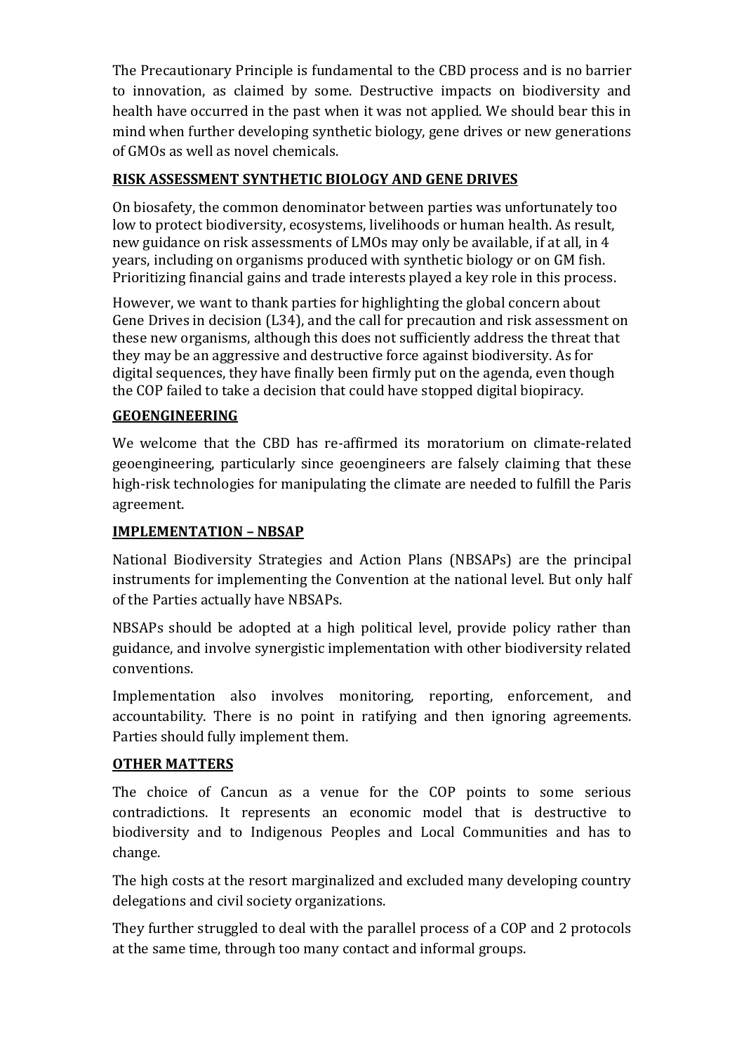The Precautionary Principle is fundamental to the CBD process and is no barrier to innovation, as claimed by some. Destructive impacts on biodiversity and health have occurred in the past when it was not applied. We should bear this in mind when further developing synthetic biology, gene drives or new generations of GMOs as well as novel chemicals.

## RISK ASSESSMENT SYNTHETIC BIOLOGY AND GENE DRIVES

On biosafety, the common denominator between parties was unfortunately too low to protect biodiversity, ecosystems, livelihoods or human health. As result, new guidance on risk assessments of LMOs may only be available, if at all, in 4 years, including on organisms produced with synthetic biology or on GM fish. Prioritizing financial gains and trade interests played a key role in this process.

However, we want to thank parties for highlighting the global concern about Gene Drives in decision (L34), and the call for precaution and risk assessment on these new organisms, although this does not sufficiently address the threat that they may be an aggressive and destructive force against biodiversity. As for digital sequences, they have finally been firmly put on the agenda, even though the COP failed to take a decision that could have stopped digital biopiracy.

## GEOENGINEERING

We welcome that the CBD has re-affirmed its moratorium on climate-related geoengineering, particularly since geoengineers are falsely claiming that these high-risk technologies for manipulating the climate are needed to fulfill the Paris agreement.

## IMPLEMENTATION – NBSAP

National Biodiversity Strategies and Action Plans (NBSAPs) are the principal instruments for implementing the Convention at the national level. But only half of the Parties actually have NBSAPs.

NBSAPs should be adopted at a high political level, provide policy rather than guidance, and involve synergistic implementation with other biodiversity related conventions.

Implementation also involves monitoring, reporting, enforcement, and accountability. There is no point in ratifying and then ignoring agreements. Parties should fully implement them.

## OTHER MATTERS

The choice of Cancun as a venue for the COP points to some serious contradictions. It represents an economic model that is destructive to biodiversity and to Indigenous Peoples and Local Communities and has to change.

The high costs at the resort marginalized and excluded many developing country delegations and civil society organizations.

They further struggled to deal with the parallel process of a COP and 2 protocols at the same time, through too many contact and informal groups.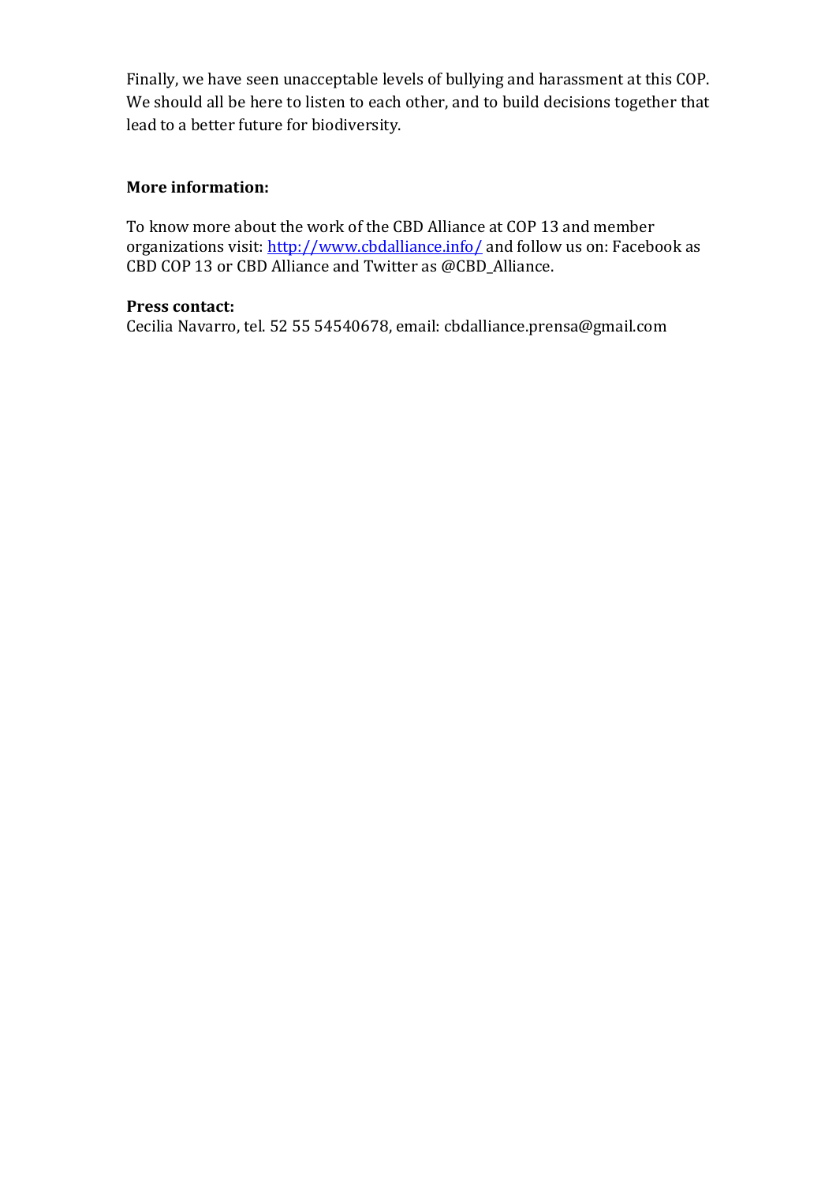Finally, we have seen unacceptable levels of bullying and harassment at this COP. We should all be here to listen to each other, and to build decisions together that lead to a better future for biodiversity.

**More information:**

To know more about the work of the CBD Alliance at COP 13 and member organizations visit: [http://www.cbdalliance.info/](http://www.cbdalliance.info/) and follow us on: Facebook as CBD COP 13 or CBD Alliance and Twitter as @CBD_Alliance.

**Press contact:**
Cecilia Navarro, tel. 52 55 54540678, email: cbdalliance.prensa@gmail.com